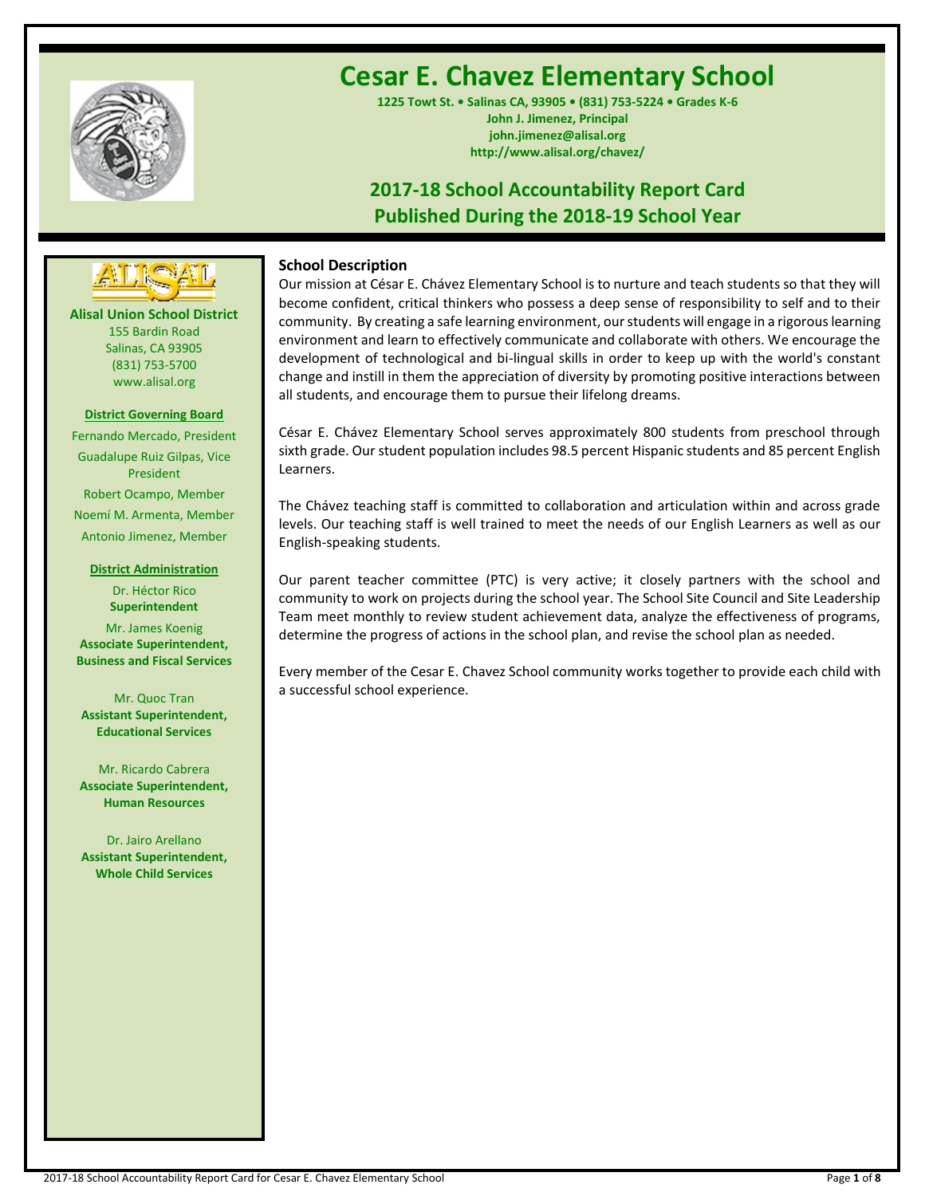# Cesar E. Chavez Elementary School

**1225 Towt St. • Salinas CA, 93905 • (831) 753-5224 • Grades K-6**
**John J. Jimenez, Principal**
**john.jimenez@alisal.org**
**http://www.alisal.org/chavez/**

## 2017-18 School Accountability Report Card
## Published During the 2018-19 School Year

**Alisal Union School District**
155 Bardin Road
Salinas, CA 93905
(831) 753-5700
www.alisal.org

**District Governing Board**

Fernando Mercado, President
Guadalupe Ruiz Gilpas, Vice President
Robert Ocampo, Member
Noemí M. Armenta, Member
Antonio Jimenez, Member

**District Administration**

Dr. Héctor Rico
**Superintendent**

Mr. James Koenig
**Associate Superintendent, Business and Fiscal Services**

Mr. Quoc Tran
**Assistant Superintendent, Educational Services**

Mr. Ricardo Cabrera
**Associate Superintendent, Human Resources**

Dr. Jairo Arellano
**Assistant Superintendent, Whole Child Services**

### School Description

Our mission at César E. Chávez Elementary School is to nurture and teach students so that they will become confident, critical thinkers who possess a deep sense of responsibility to self and to their community. By creating a safe learning environment, our students will engage in a rigorous learning environment and learn to effectively communicate and collaborate with others. We encourage the development of technological and bi-lingual skills in order to keep up with the world's constant change and instill in them the appreciation of diversity by promoting positive interactions between all students, and encourage them to pursue their lifelong dreams.

César E. Chávez Elementary School serves approximately 800 students from preschool through sixth grade. Our student population includes 98.5 percent Hispanic students and 85 percent English Learners.

The Chávez teaching staff is committed to collaboration and articulation within and across grade levels. Our teaching staff is well trained to meet the needs of our English Learners as well as our English-speaking students.

Our parent teacher committee (PTC) is very active; it closely partners with the school and community to work on projects during the school year. The School Site Council and Site Leadership Team meet monthly to review student achievement data, analyze the effectiveness of programs, determine the progress of actions in the school plan, and revise the school plan as needed.

Every member of the Cesar E. Chavez School community works together to provide each child with a successful school experience.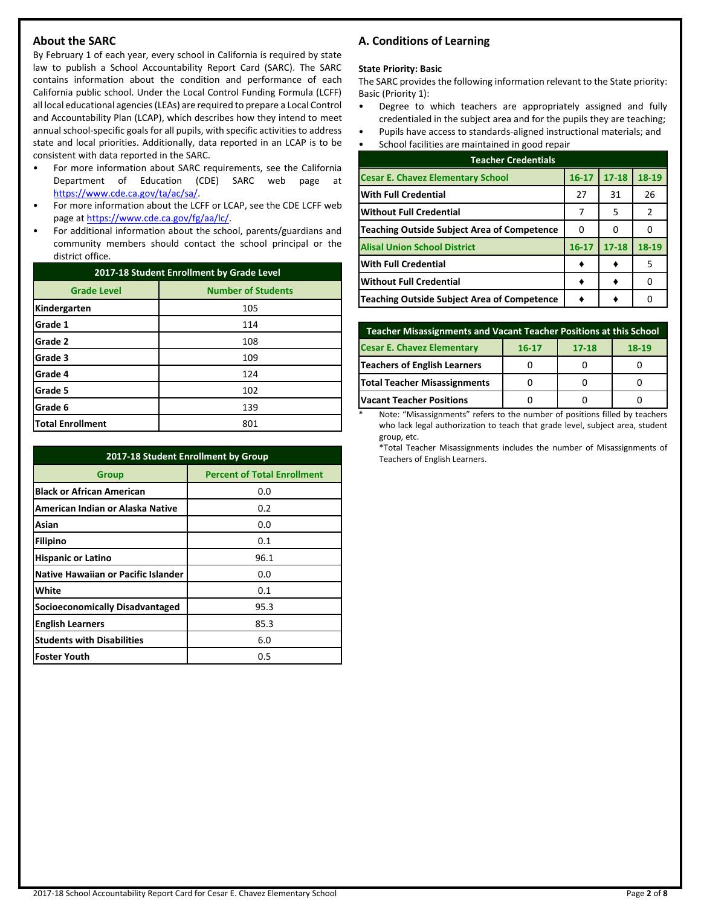## About the SARC

By February 1 of each year, every school in California is required by state law to publish a School Accountability Report Card (SARC). The SARC contains information about the condition and performance of each California public school. Under the Local Control Funding Formula (LCFF) all local educational agencies (LEAs) are required to prepare a Local Control and Accountability Plan (LCAP), which describes how they intend to meet annual school-specific goals for all pupils, with specific activities to address state and local priorities. Additionally, data reported in an LCAP is to be consistent with data reported in the SARC.

- For more information about SARC requirements, see the California Department of Education (CDE) SARC web page at https://www.cde.ca.gov/ta/ac/sa/.
- For more information about the LCFF or LCAP, see the CDE LCFF web page at https://www.cde.ca.gov/fg/aa/lc/.
- For additional information about the school, parents/guardians and community members should contact the school principal or the district office.

| 2017-18 Student Enrollment by Grade Level | |
|---|---|
| **Grade Level** | **Number of Students** |
| Kindergarten | 105 |
| Grade 1 | 114 |
| Grade 2 | 108 |
| Grade 3 | 109 |
| Grade 4 | 124 |
| Grade 5 | 102 |
| Grade 6 | 139 |
| Total Enrollment | 801 |

| 2017-18 Student Enrollment by Group | |
|---|---|
| **Group** | **Percent of Total Enrollment** |
| Black or African American | 0.0 |
| American Indian or Alaska Native | 0.2 |
| Asian | 0.0 |
| Filipino | 0.1 |
| Hispanic or Latino | 96.1 |
| Native Hawaiian or Pacific Islander | 0.0 |
| White | 0.1 |
| Socioeconomically Disadvantaged | 95.3 |
| English Learners | 85.3 |
| Students with Disabilities | 6.0 |
| Foster Youth | 0.5 |

## A. Conditions of Learning

**State Priority: Basic**

The SARC provides the following information relevant to the State priority: Basic (Priority 1):

- Degree to which teachers are appropriately assigned and fully credentialed in the subject area and for the pupils they are teaching;
- Pupils have access to standards-aligned instructional materials; and
- School facilities are maintained in good repair

| Teacher Credentials | | | |
|---|---|---|---|
| **Cesar E. Chavez Elementary School** | **16-17** | **17-18** | **18-19** |
| With Full Credential | 27 | 31 | 26 |
| Without Full Credential | 7 | 5 | 2 |
| Teaching Outside Subject Area of Competence | 0 | 0 | 0 |
| **Alisal Union School District** | **16-17** | **17-18** | **18-19** |
| With Full Credential | ♦ | ♦ | 5 |
| Without Full Credential | ♦ | ♦ | 0 |
| Teaching Outside Subject Area of Competence | ♦ | ♦ | 0 |

| Teacher Misassignments and Vacant Teacher Positions at this School | | | |
|---|---|---|---|
| **Cesar E. Chavez Elementary** | **16-17** | **17-18** | **18-19** |
| Teachers of English Learners | 0 | 0 | 0 |
| Total Teacher Misassignments | 0 | 0 | 0 |
| Vacant Teacher Positions | 0 | 0 | 0 |

\* Note: "Misassignments" refers to the number of positions filled by teachers who lack legal authorization to teach that grade level, subject area, student group, etc.

*Total Teacher Misassignments includes the number of Misassignments of Teachers of English Learners.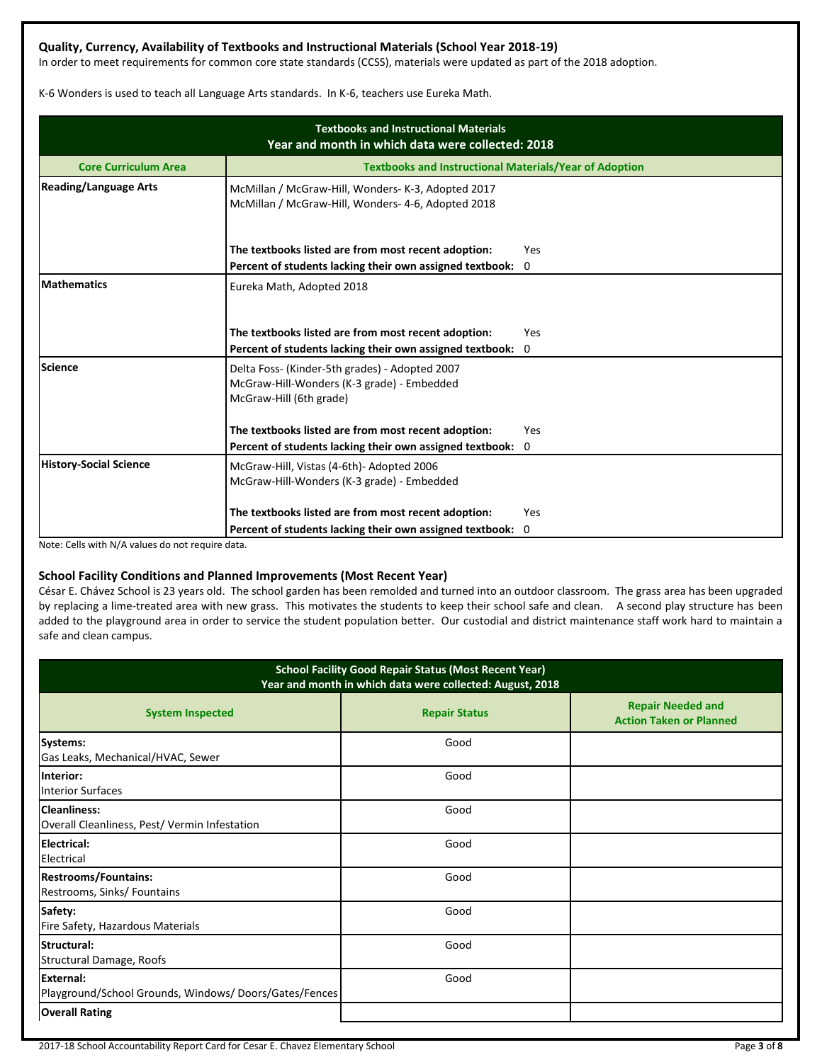### Quality, Currency, Availability of Textbooks and Instructional Materials (School Year 2018-19)

In order to meet requirements for common core state standards (CCSS), materials were updated as part of the 2018 adoption.

K-6 Wonders is used to teach all Language Arts standards. In K-6, teachers use Eureka Math.

| Textbooks and Instructional Materials<br>Year and month in which data were collected: 2018 | |
|---|---|
| **Core Curriculum Area** | **Textbooks and Instructional Materials/Year of Adoption** |
| **Reading/Language Arts** | McMillan / McGraw-Hill, Wonders- K-3, Adopted 2017<br>McMillan / McGraw-Hill, Wonders- 4-6, Adopted 2018<br><br>**The textbooks listed are from most recent adoption:** Yes<br>**Percent of students lacking their own assigned textbook:** 0 |
| **Mathematics** | Eureka Math, Adopted 2018<br><br>**The textbooks listed are from most recent adoption:** Yes<br>**Percent of students lacking their own assigned textbook:** 0 |
| **Science** | Delta Foss- (Kinder-5th grades) - Adopted 2007<br>McGraw-Hill-Wonders (K-3 grade) - Embedded<br>McGraw-Hill (6th grade)<br><br>**The textbooks listed are from most recent adoption:** Yes<br>**Percent of students lacking their own assigned textbook:** 0 |
| **History-Social Science** | McGraw-Hill, Vistas (4-6th)- Adopted 2006<br>McGraw-Hill-Wonders (K-3 grade) - Embedded<br><br>**The textbooks listed are from most recent adoption:** Yes<br>**Percent of students lacking their own assigned textbook:** 0 |

Note: Cells with N/A values do not require data.

### School Facility Conditions and Planned Improvements (Most Recent Year)

César E. Chávez School is 23 years old. The school garden has been remolded and turned into an outdoor classroom. The grass area has been upgraded by replacing a lime-treated area with new grass. This motivates the students to keep their school safe and clean. A second play structure has been added to the playground area in order to service the student population better. Our custodial and district maintenance staff work hard to maintain a safe and clean campus.

| School Facility Good Repair Status (Most Recent Year)<br>Year and month in which data were collected: August, 2018 | | |
|---|---|---|
| **System Inspected** | **Repair Status** | **Repair Needed and Action Taken or Planned** |
| **Systems:**<br>Gas Leaks, Mechanical/HVAC, Sewer | Good | |
| **Interior:**<br>Interior Surfaces | Good | |
| **Cleanliness:**<br>Overall Cleanliness, Pest/ Vermin Infestation | Good | |
| **Electrical:**<br>Electrical | Good | |
| **Restrooms/Fountains:**<br>Restrooms, Sinks/ Fountains | Good | |
| **Safety:**<br>Fire Safety, Hazardous Materials | Good | |
| **Structural:**<br>Structural Damage, Roofs | Good | |
| **External:**<br>Playground/School Grounds, Windows/ Doors/Gates/Fences | Good | |
| **Overall Rating** | | |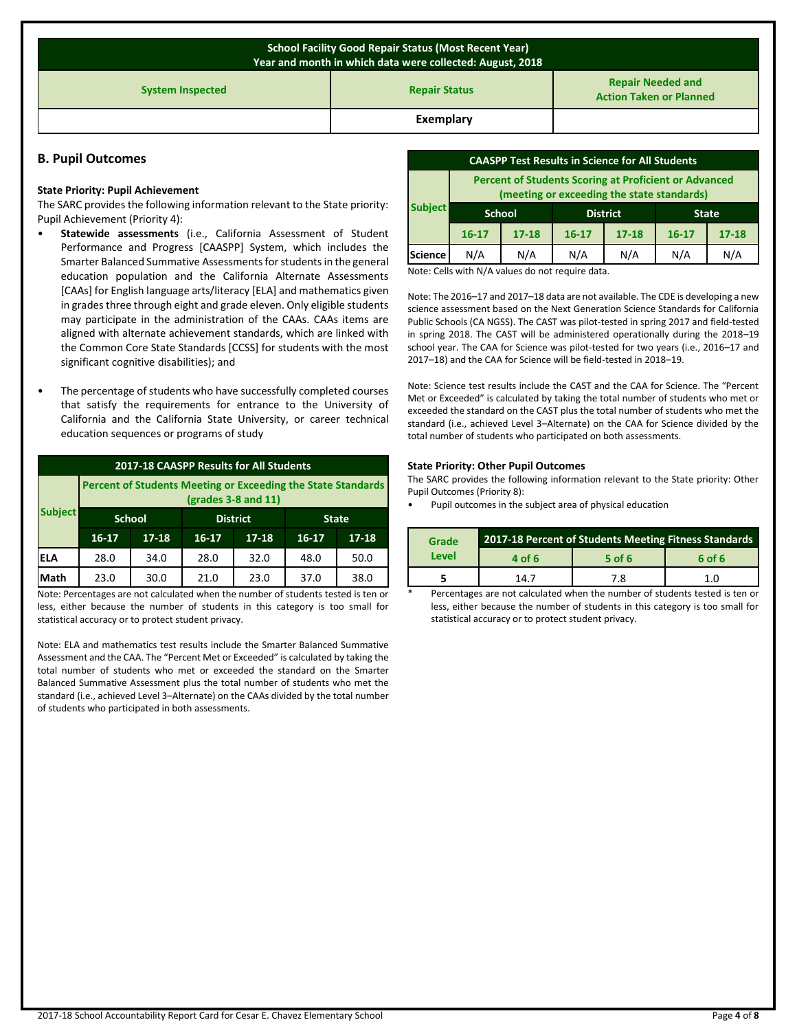| School Facility Good Repair Status (Most Recent Year)<br>Year and month in which data were collected: August, 2018 | | |
|---|---|---|
| System Inspected | Repair Status | Repair Needed and Action Taken or Planned |
| | Exemplary | |

## B. Pupil Outcomes

**State Priority: Pupil Achievement**

The SARC provides the following information relevant to the State priority: Pupil Achievement (Priority 4):

- **Statewide assessments** (i.e., California Assessment of Student Performance and Progress [CAASPP] System, which includes the Smarter Balanced Summative Assessments for students in the general education population and the California Alternate Assessments [CAAs] for English language arts/literacy [ELA] and mathematics given in grades three through eight and grade eleven. Only eligible students may participate in the administration of the CAAs. CAAs items are aligned with alternate achievement standards, which are linked with the Common Core State Standards [CCSS] for students with the most significant cognitive disabilities); and
- The percentage of students who have successfully completed courses that satisfy the requirements for entrance to the University of California and the California State University, or career technical education sequences or programs of study

**2017-18 CAASPP Results for All Students**

| Subject | Percent of Students Meeting or Exceeding the State Standards (grades 3-8 and 11) | | | | | |
|---|---|---|---|---|---|---|
| | School | | District | | State | |
| | 16-17 | 17-18 | 16-17 | 17-18 | 16-17 | 17-18 |
| ELA | 28.0 | 34.0 | 28.0 | 32.0 | 48.0 | 50.0 |
| Math | 23.0 | 30.0 | 21.0 | 23.0 | 37.0 | 38.0 |

Note: Percentages are not calculated when the number of students tested is ten or less, either because the number of students in this category is too small for statistical accuracy or to protect student privacy.

Note: ELA and mathematics test results include the Smarter Balanced Summative Assessment and the CAA. The "Percent Met or Exceeded" is calculated by taking the total number of students who met or exceeded the standard on the Smarter Balanced Summative Assessment plus the total number of students who met the standard (i.e., achieved Level 3–Alternate) on the CAAs divided by the total number of students who participated in both assessments.

**CAASPP Test Results in Science for All Students**

| Subject | Percent of Students Scoring at Proficient or Advanced (meeting or exceeding the state standards) | | | | | |
|---|---|---|---|---|---|---|
| | School | | District | | State | |
| | 16-17 | 17-18 | 16-17 | 17-18 | 16-17 | 17-18 |
| Science | N/A | N/A | N/A | N/A | N/A | N/A |

Note: Cells with N/A values do not require data.

Note: The 2016–17 and 2017–18 data are not available. The CDE is developing a new science assessment based on the Next Generation Science Standards for California Public Schools (CA NGSS). The CAST was pilot-tested in spring 2017 and field-tested in spring 2018. The CAST will be administered operationally during the 2018–19 school year. The CAA for Science was pilot-tested for two years (i.e., 2016–17 and 2017–18) and the CAA for Science will be field-tested in 2018–19.

Note: Science test results include the CAST and the CAA for Science. The "Percent Met or Exceeded" is calculated by taking the total number of students who met or exceeded the standard on the CAST plus the total number of students who met the standard (i.e., achieved Level 3–Alternate) on the CAA for Science divided by the total number of students who participated on both assessments.

**State Priority: Other Pupil Outcomes**

The SARC provides the following information relevant to the State priority: Other Pupil Outcomes (Priority 8):

- Pupil outcomes in the subject area of physical education

| Grade Level | 2017-18 Percent of Students Meeting Fitness Standards | | |
|---|---|---|---|
| | 4 of 6 | 5 of 6 | 6 of 6 |
| 5 | 14.7 | 7.8 | 1.0 |

\* Percentages are not calculated when the number of students tested is ten or less, either because the number of students in this category is too small for statistical accuracy or to protect student privacy.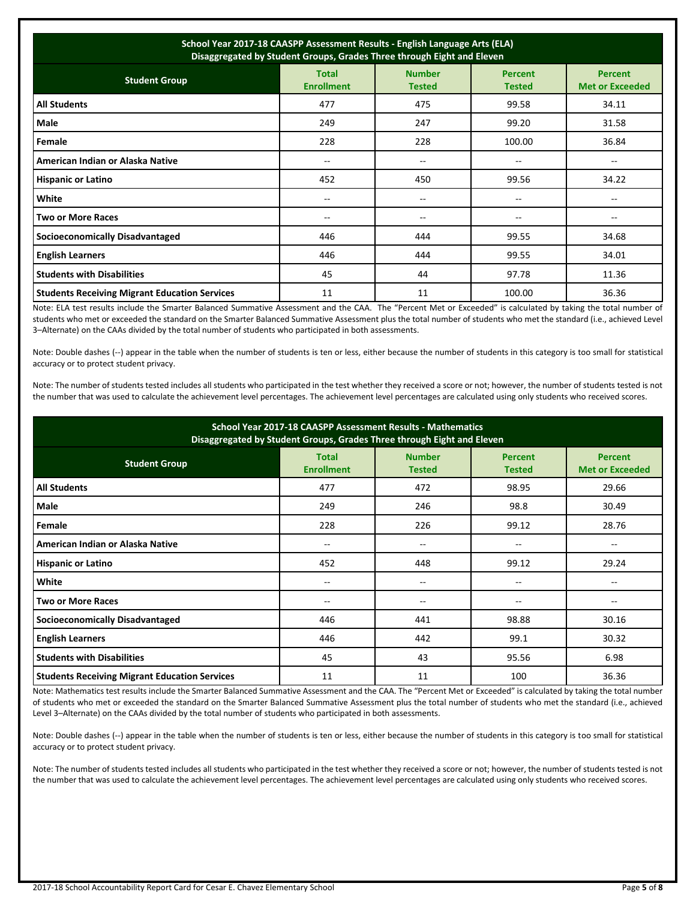| School Year 2017-18 CAASPP Assessment Results - English Language Arts (ELA) Disaggregated by Student Groups, Grades Three through Eight and Eleven | | | | |
|---|---|---|---|---|
| **Student Group** | **Total Enrollment** | **Number Tested** | **Percent Tested** | **Percent Met or Exceeded** |
| **All Students** | 477 | 475 | 99.58 | 34.11 |
| **Male** | 249 | 247 | 99.20 | 31.58 |
| **Female** | 228 | 228 | 100.00 | 36.84 |
| **American Indian or Alaska Native** | -- | -- | -- | -- |
| **Hispanic or Latino** | 452 | 450 | 99.56 | 34.22 |
| **White** | -- | -- | -- | -- |
| **Two or More Races** | -- | -- | -- | -- |
| **Socioeconomically Disadvantaged** | 446 | 444 | 99.55 | 34.68 |
| **English Learners** | 446 | 444 | 99.55 | 34.01 |
| **Students with Disabilities** | 45 | 44 | 97.78 | 11.36 |
| **Students Receiving Migrant Education Services** | 11 | 11 | 100.00 | 36.36 |

Note: ELA test results include the Smarter Balanced Summative Assessment and the CAA. The "Percent Met or Exceeded" is calculated by taking the total number of students who met or exceeded the standard on the Smarter Balanced Summative Assessment plus the total number of students who met the standard (i.e., achieved Level 3–Alternate) on the CAAs divided by the total number of students who participated in both assessments.

Note: Double dashes (--) appear in the table when the number of students is ten or less, either because the number of students in this category is too small for statistical accuracy or to protect student privacy.

Note: The number of students tested includes all students who participated in the test whether they received a score or not; however, the number of students tested is not the number that was used to calculate the achievement level percentages. The achievement level percentages are calculated using only students who received scores.

| School Year 2017-18 CAASPP Assessment Results - Mathematics Disaggregated by Student Groups, Grades Three through Eight and Eleven | | | | |
|---|---|---|---|---|
| **Student Group** | **Total Enrollment** | **Number Tested** | **Percent Tested** | **Percent Met or Exceeded** |
| **All Students** | 477 | 472 | 98.95 | 29.66 |
| **Male** | 249 | 246 | 98.8 | 30.49 |
| **Female** | 228 | 226 | 99.12 | 28.76 |
| **American Indian or Alaska Native** | -- | -- | -- | -- |
| **Hispanic or Latino** | 452 | 448 | 99.12 | 29.24 |
| **White** | -- | -- | -- | -- |
| **Two or More Races** | -- | -- | -- | -- |
| **Socioeconomically Disadvantaged** | 446 | 441 | 98.88 | 30.16 |
| **English Learners** | 446 | 442 | 99.1 | 30.32 |
| **Students with Disabilities** | 45 | 43 | 95.56 | 6.98 |
| **Students Receiving Migrant Education Services** | 11 | 11 | 100 | 36.36 |

Note: Mathematics test results include the Smarter Balanced Summative Assessment and the CAA. The "Percent Met or Exceeded" is calculated by taking the total number of students who met or exceeded the standard on the Smarter Balanced Summative Assessment plus the total number of students who met the standard (i.e., achieved Level 3–Alternate) on the CAAs divided by the total number of students who participated in both assessments.

Note: Double dashes (--) appear in the table when the number of students is ten or less, either because the number of students in this category is too small for statistical accuracy or to protect student privacy.

Note: The number of students tested includes all students who participated in the test whether they received a score or not; however, the number of students tested is not the number that was used to calculate the achievement level percentages. The achievement level percentages are calculated using only students who received scores.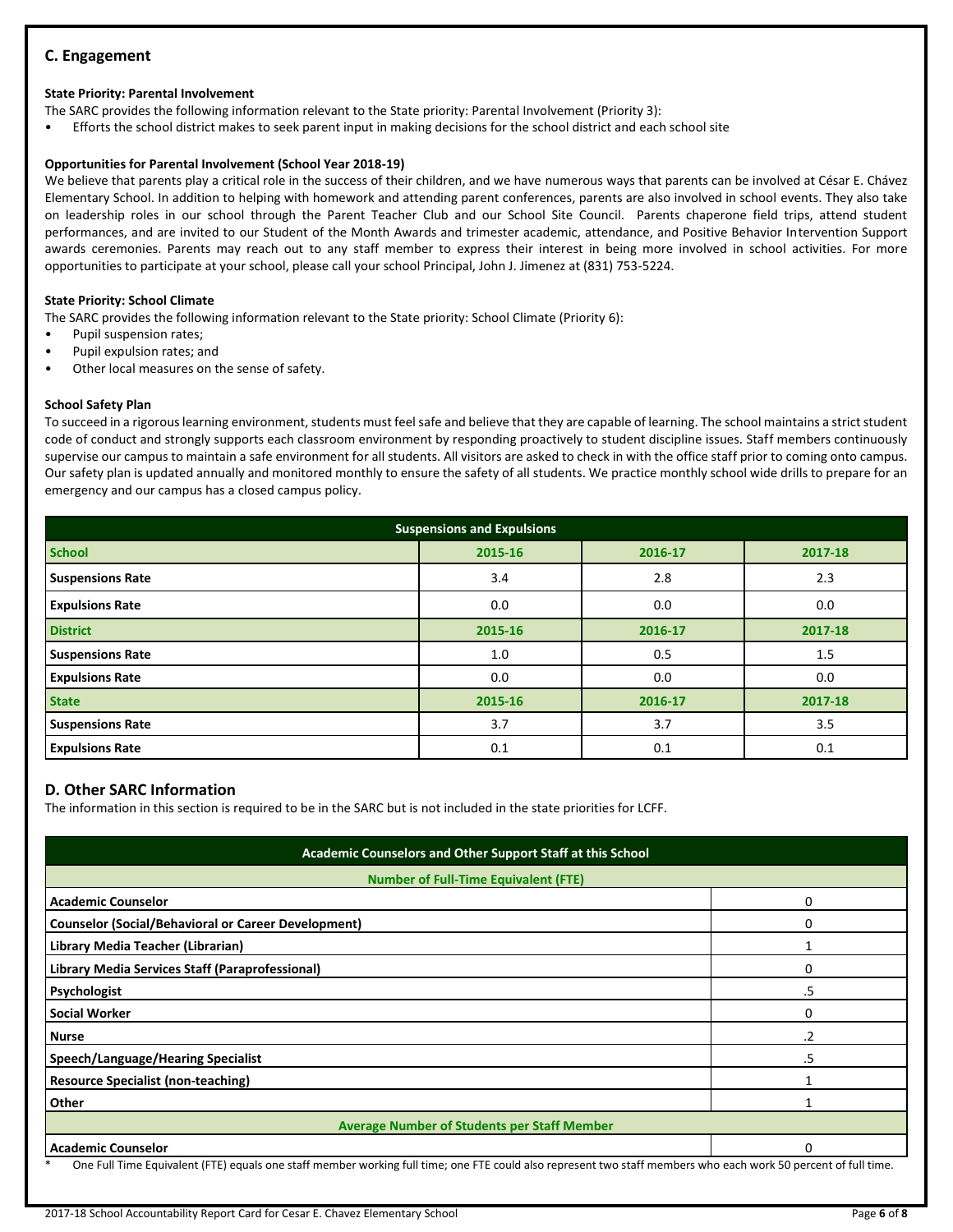## C. Engagement

**State Priority: Parental Involvement**

The SARC provides the following information relevant to the State priority: Parental Involvement (Priority 3):

- Efforts the school district makes to seek parent input in making decisions for the school district and each school site

**Opportunities for Parental Involvement (School Year 2018-19)**

We believe that parents play a critical role in the success of their children, and we have numerous ways that parents can be involved at César E. Chávez Elementary School. In addition to helping with homework and attending parent conferences, parents are also involved in school events. They also take on leadership roles in our school through the Parent Teacher Club and our School Site Council. Parents chaperone field trips, attend student performances, and are invited to our Student of the Month Awards and trimester academic, attendance, and Positive Behavior Intervention Support awards ceremonies. Parents may reach out to any staff member to express their interest in being more involved in school activities. For more opportunities to participate at your school, please call your school Principal, John J. Jimenez at (831) 753-5224.

**State Priority: School Climate**

The SARC provides the following information relevant to the State priority: School Climate (Priority 6):

- Pupil suspension rates;
- Pupil expulsion rates; and
- Other local measures on the sense of safety.

**School Safety Plan**

To succeed in a rigorous learning environment, students must feel safe and believe that they are capable of learning. The school maintains a strict student code of conduct and strongly supports each classroom environment by responding proactively to student discipline issues. Staff members continuously supervise our campus to maintain a safe environment for all students. All visitors are asked to check in with the office staff prior to coming onto campus. Our safety plan is updated annually and monitored monthly to ensure the safety of all students. We practice monthly school wide drills to prepare for an emergency and our campus has a closed campus policy.

| Suspensions and Expulsions | | | |
|---|---|---|---|
| **School** | **2015-16** | **2016-17** | **2017-18** |
| **Suspensions Rate** | 3.4 | 2.8 | 2.3 |
| **Expulsions Rate** | 0.0 | 0.0 | 0.0 |
| **District** | **2015-16** | **2016-17** | **2017-18** |
| **Suspensions Rate** | 1.0 | 0.5 | 1.5 |
| **Expulsions Rate** | 0.0 | 0.0 | 0.0 |
| **State** | **2015-16** | **2016-17** | **2017-18** |
| **Suspensions Rate** | 3.7 | 3.7 | 3.5 |
| **Expulsions Rate** | 0.1 | 0.1 | 0.1 |

## D. Other SARC Information

The information in this section is required to be in the SARC but is not included in the state priorities for LCFF.

| Academic Counselors and Other Support Staff at this School | |
|---|---|
| **Number of Full-Time Equivalent (FTE)** | |
| **Academic Counselor** | 0 |
| **Counselor (Social/Behavioral or Career Development)** | 0 |
| **Library Media Teacher (Librarian)** | 1 |
| **Library Media Services Staff (Paraprofessional)** | 0 |
| **Psychologist** | .5 |
| **Social Worker** | 0 |
| **Nurse** | .2 |
| **Speech/Language/Hearing Specialist** | .5 |
| **Resource Specialist (non-teaching)** | 1 |
| **Other** | 1 |
| **Average Number of Students per Staff Member** | |
| **Academic Counselor** | 0 |

* One Full Time Equivalent (FTE) equals one staff member working full time; one FTE could also represent two staff members who each work 50 percent of full time.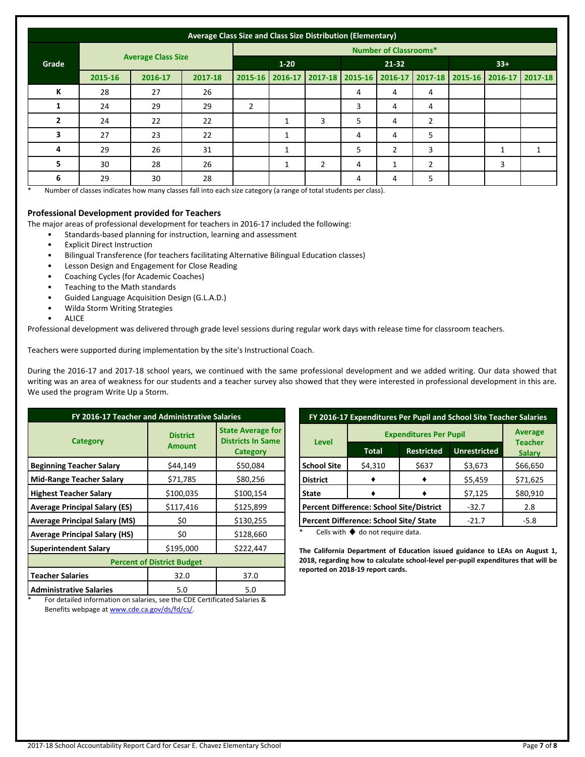**Average Class Size and Class Size Distribution (Elementary)**

| Grade | Average Class Size | | | Number of Classrooms* | | | | | | | | |
|---|---|---|---|---|---|---|---|---|---|---|---|---|
| | | | | 1-20 | | | 21-32 | | | 33+ | | |
| | 2015-16 | 2016-17 | 2017-18 | 2015-16 | 2016-17 | 2017-18 | 2015-16 | 2016-17 | 2017-18 | 2015-16 | 2016-17 | 2017-18 |
| K | 28 | 27 | 26 | | | | 4 | 4 | 4 | | | |
| 1 | 24 | 29 | 29 | 2 | | | 3 | 4 | 4 | | | |
| 2 | 24 | 22 | 22 | | 1 | 3 | 5 | 4 | 2 | | | |
| 3 | 27 | 23 | 22 | | 1 | | 4 | 4 | 5 | | | |
| 4 | 29 | 26 | 31 | | 1 | | 5 | 2 | 3 | | 1 | 1 |
| 5 | 30 | 28 | 26 | | 1 | 2 | 4 | 1 | 2 | | 3 | |
| 6 | 29 | 30 | 28 | | | | 4 | 4 | 5 | | | |

* Number of classes indicates how many classes fall into each size category (a range of total students per class).

## Professional Development provided for Teachers

The major areas of professional development for teachers in 2016-17 included the following:

- Standards-based planning for instruction, learning and assessment
- Explicit Direct Instruction
- Bilingual Transference (for teachers facilitating Alternative Bilingual Education classes)
- Lesson Design and Engagement for Close Reading
- Coaching Cycles (for Academic Coaches)
- Teaching to the Math standards
- Guided Language Acquisition Design (G.L.A.D.)
- Wilda Storm Writing Strategies
- ALICE

Professional development was delivered through grade level sessions during regular work days with release time for classroom teachers.

Teachers were supported during implementation by the site's Instructional Coach.

During the 2016-17 and 2017-18 school years, we continued with the same professional development and we added writing. Our data showed that writing was an area of weakness for our students and a teacher survey also showed that they were interested in professional development in this are. We used the program Write Up a Storm.

**FY 2016-17 Teacher and Administrative Salaries**

| Category | District Amount | State Average for Districts In Same Category |
|---|---|---|
| Beginning Teacher Salary | $44,149 | $50,084 |
| Mid-Range Teacher Salary | $71,785 | $80,256 |
| Highest Teacher Salary | $100,035 | $100,154 |
| Average Principal Salary (ES) | $117,416 | $125,899 |
| Average Principal Salary (MS) | $0 | $130,255 |
| Average Principal Salary (HS) | $0 | $128,660 |
| Superintendent Salary | $195,000 | $222,447 |
| **Percent of District Budget** | | |
| Teacher Salaries | 32.0 | 37.0 |
| Administrative Salaries | 5.0 | 5.0 |

* For detailed information on salaries, see the CDE Certificated Salaries & Benefits webpage at www.cde.ca.gov/ds/fd/cs/.

**FY 2016-17 Expenditures Per Pupil and School Site Teacher Salaries**

| Level | Expenditures Per Pupil | | | Average Teacher Salary |
|---|---|---|---|---|
| | Total | Restricted | Unrestricted | |
| School Site | $4,310 | $637 | $3,673 | $66,650 |
| District | ♦ | ♦ | $5,459 | $71,625 |
| State | ♦ | ♦ | $7,125 | $80,910 |
| Percent Difference: School Site/District | | | -32.7 | 2.8 |
| Percent Difference: School Site/ State | | | -21.7 | -5.8 |

* Cells with ♦ do not require data.

**The California Department of Education issued guidance to LEAs on August 1, 2018, regarding how to calculate school-level per-pupil expenditures that will be reported on 2018-19 report cards.**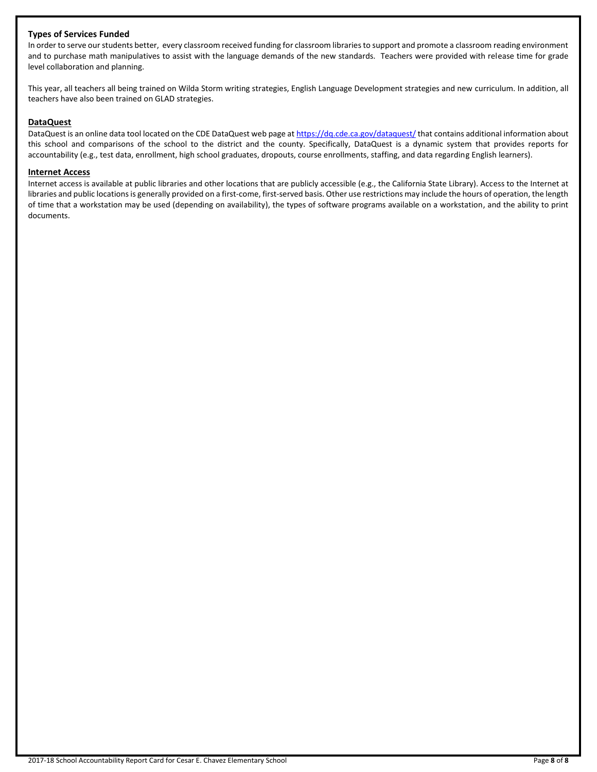### Types of Services Funded

In order to serve our students better, every classroom received funding for classroom libraries to support and promote a classroom reading environment and to purchase math manipulatives to assist with the language demands of the new standards. Teachers were provided with release time for grade level collaboration and planning.

This year, all teachers all being trained on Wilda Storm writing strategies, English Language Development strategies and new curriculum. In addition, all teachers have also been trained on GLAD strategies.

### DataQuest

DataQuest is an online data tool located on the CDE DataQuest web page at https://dq.cde.ca.gov/dataquest/ that contains additional information about this school and comparisons of the school to the district and the county. Specifically, DataQuest is a dynamic system that provides reports for accountability (e.g., test data, enrollment, high school graduates, dropouts, course enrollments, staffing, and data regarding English learners).

### Internet Access

Internet access is available at public libraries and other locations that are publicly accessible (e.g., the California State Library). Access to the Internet at libraries and public locations is generally provided on a first-come, first-served basis. Other use restrictions may include the hours of operation, the length of time that a workstation may be used (depending on availability), the types of software programs available on a workstation, and the ability to print documents.